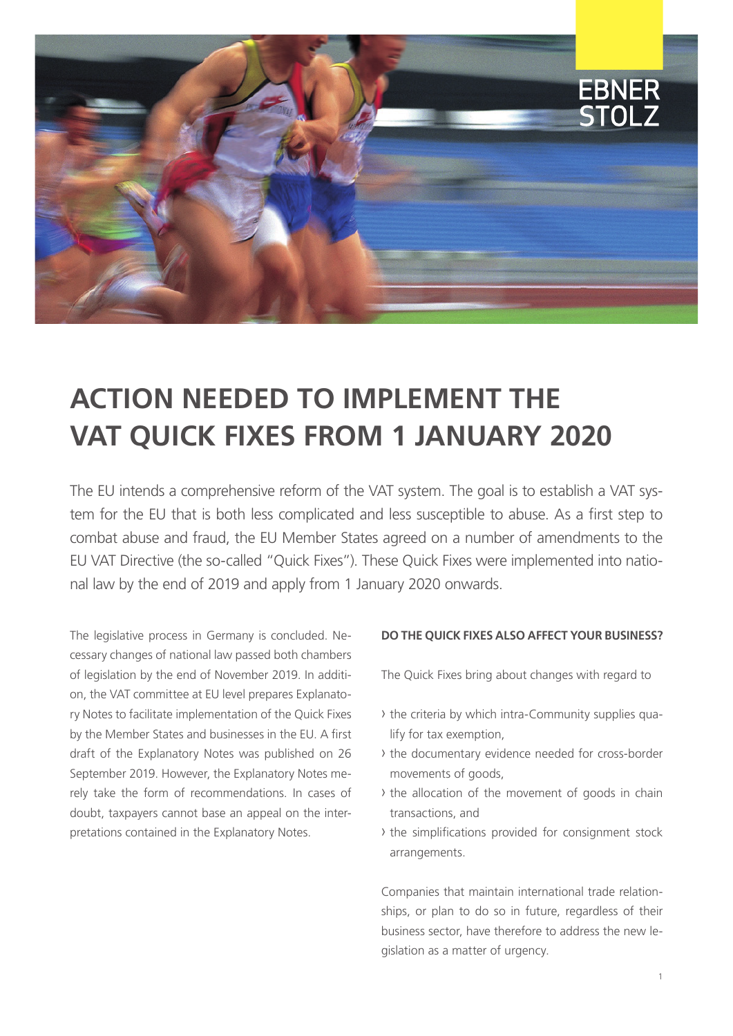# ACTION NEEDED TO IMPLEMENT THE VAT QUICK FIXES FROM 1 JANUARY 2020

The EU intends a comprehensive reform of the VAT system. The goal is to establish a VAT system for the EU that is both less complicated and less susceptible to abuse. As a first step to combat abuse and fraud, the EU Member States agreed on a number of amendments to the EU VAT Directive (the so-called "Quick Fixes"). These Quick Fixes were implemented into national law by the end of 2019 and apply from 1 January 2020 onwards.

The legislative process in Germany is concluded. Necessary changes of national law passed both chambers of legislation by the end of November 2019. In addition, the VAT committee at EU level prepares Explanatory Notes to facilitate implementation of the Quick Fixes by the Member States and businesses in the EU. A first draft of the Explanatory Notes was published on 26 September 2019. However, the Explanatory Notes merely take the form of recommendations. In cases of doubt, taxpayers cannot base an appeal on the interpretations contained in the Explanatory Notes.

**DO THE QUICK FIXES ALSO AFFECT YOUR BUSINESS?**

The Quick Fixes bring about changes with regard to

- the criteria by which intra-Community supplies qualify for tax exemption,
- the documentary evidence needed for cross-border movements of goods,
- the allocation of the movement of goods in chain transactions, and
- the simplifications provided for consignment stock arrangements.

Companies that maintain international trade relationships, or plan to do so in future, regardless of their business sector, have therefore to address the new legislation as a matter of urgency.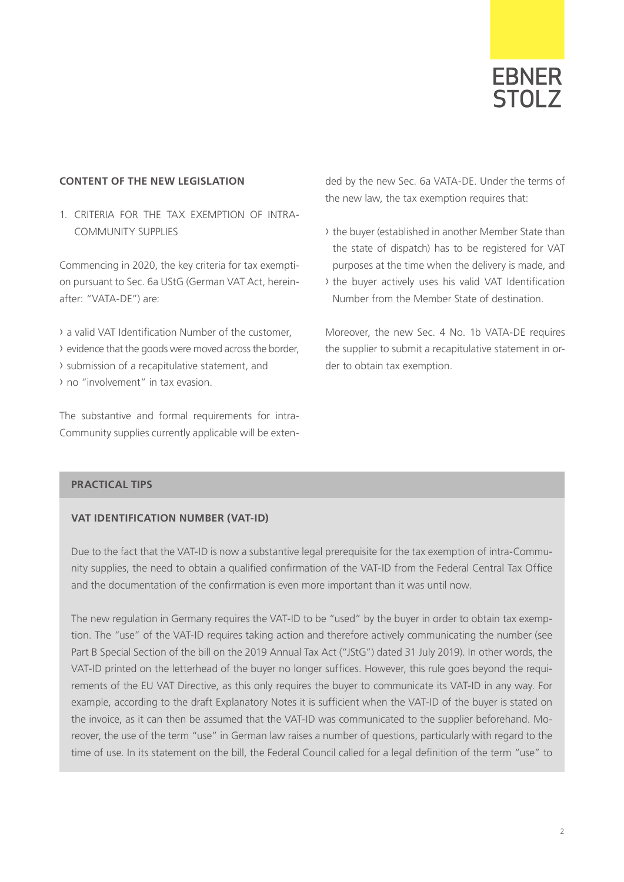## CONTENT OF THE NEW LEGISLATION

1. CRITERIA FOR THE TAX EXEMPTION OF INTRA-COMMUNITY SUPPLIES

Commencing in 2020, the key criteria for tax exemption pursuant to Sec. 6a UStG (German VAT Act, hereinafter: "VATA-DE") are:

- a valid VAT Identification Number of the customer,
- evidence that the goods were moved across the border,
- submission of a recapitulative statement, and
- no "involvement" in tax evasion.

The substantive and formal requirements for intra-Community supplies currently applicable will be extended by the new Sec. 6a VATA-DE. Under the terms of the new law, the tax exemption requires that:

- the buyer (established in another Member State than the state of dispatch) has to be registered for VAT purposes at the time when the delivery is made, and
- the buyer actively uses his valid VAT Identification Number from the Member State of destination.

Moreover, the new Sec. 4 No. 1b VATA-DE requires the supplier to submit a recapitulative statement in order to obtain tax exemption.

## PRACTICAL TIPS

### VAT IDENTIFICATION NUMBER (VAT-ID)

Due to the fact that the VAT-ID is now a substantive legal prerequisite for the tax exemption of intra-Community supplies, the need to obtain a qualified confirmation of the VAT-ID from the Federal Central Tax Office and the documentation of the confirmation is even more important than it was until now.

The new regulation in Germany requires the VAT-ID to be "used" by the buyer in order to obtain tax exemption. The "use" of the VAT-ID requires taking action and therefore actively communicating the number (see Part B Special Section of the bill on the 2019 Annual Tax Act ("JStG") dated 31 July 2019). In other words, the VAT-ID printed on the letterhead of the buyer no longer suffices. However, this rule goes beyond the requirements of the EU VAT Directive, as this only requires the buyer to communicate its VAT-ID in any way. For example, according to the draft Explanatory Notes it is sufficient when the VAT-ID of the buyer is stated on the invoice, as it can then be assumed that the VAT-ID was communicated to the supplier beforehand. Moreover, the use of the term "use" in German law raises a number of questions, particularly with regard to the time of use. In its statement on the bill, the Federal Council called for a legal definition of the term "use" to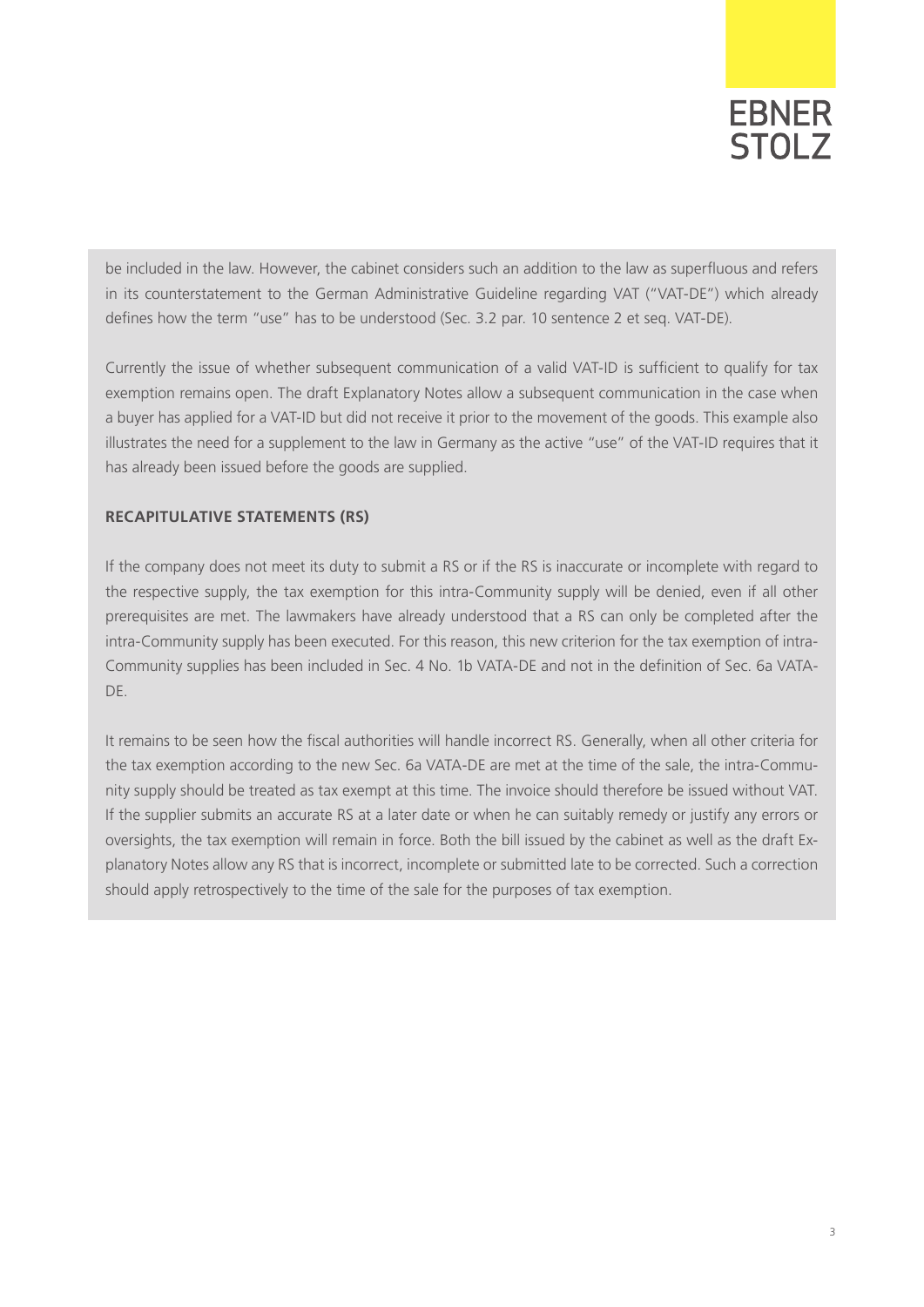be included in the law. However, the cabinet considers such an addition to the law as superfluous and refers in its counterstatement to the German Administrative Guideline regarding VAT ("VAT-DE") which already defines how the term "use" has to be understood (Sec. 3.2 par. 10 sentence 2 et seq. VAT-DE).

Currently the issue of whether subsequent communication of a valid VAT-ID is sufficient to qualify for tax exemption remains open. The draft Explanatory Notes allow a subsequent communication in the case when a buyer has applied for a VAT-ID but did not receive it prior to the movement of the goods. This example also illustrates the need for a supplement to the law in Germany as the active "use" of the VAT-ID requires that it has already been issued before the goods are supplied.

**RECAPITULATIVE STATEMENTS (RS)**

If the company does not meet its duty to submit a RS or if the RS is inaccurate or incomplete with regard to the respective supply, the tax exemption for this intra-Community supply will be denied, even if all other prerequisites are met. The lawmakers have already understood that a RS can only be completed after the intra-Community supply has been executed. For this reason, this new criterion for the tax exemption of intra-Community supplies has been included in Sec. 4 No. 1b VATA-DE and not in the definition of Sec. 6a VATA-DE.

It remains to be seen how the fiscal authorities will handle incorrect RS. Generally, when all other criteria for the tax exemption according to the new Sec. 6a VATA-DE are met at the time of the sale, the intra-Community supply should be treated as tax exempt at this time. The invoice should therefore be issued without VAT. If the supplier submits an accurate RS at a later date or when he can suitably remedy or justify any errors or oversights, the tax exemption will remain in force. Both the bill issued by the cabinet as well as the draft Explanatory Notes allow any RS that is incorrect, incomplete or submitted late to be corrected. Such a correction should apply retrospectively to the time of the sale for the purposes of tax exemption.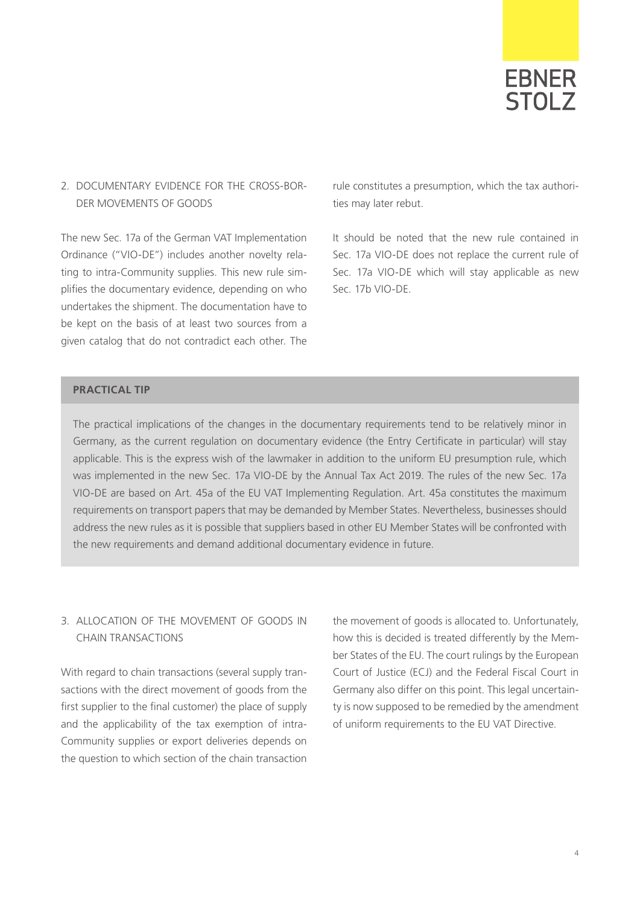## 2. DOCUMENTARY EVIDENCE FOR THE CROSS-BORDER MOVEMENTS OF GOODS

The new Sec. 17a of the German VAT Implementation Ordinance ("VIO-DE") includes another novelty relating to intra-Community supplies. This new rule simplifies the documentary evidence, depending on who undertakes the shipment. The documentation have to be kept on the basis of at least two sources from a given catalog that do not contradict each other. The rule constitutes a presumption, which the tax authorities may later rebut.

It should be noted that the new rule contained in Sec. 17a VIO-DE does not replace the current rule of Sec. 17a VIO-DE which will stay applicable as new Sec. 17b VIO-DE.

**PRACTICAL TIP**

The practical implications of the changes in the documentary requirements tend to be relatively minor in Germany, as the current regulation on documentary evidence (the Entry Certificate in particular) will stay applicable. This is the express wish of the lawmaker in addition to the uniform EU presumption rule, which was implemented in the new Sec. 17a VIO-DE by the Annual Tax Act 2019. The rules of the new Sec. 17a VIO-DE are based on Art. 45a of the EU VAT Implementing Regulation. Art. 45a constitutes the maximum requirements on transport papers that may be demanded by Member States. Nevertheless, businesses should address the new rules as it is possible that suppliers based in other EU Member States will be confronted with the new requirements and demand additional documentary evidence in future.

## 3. ALLOCATION OF THE MOVEMENT OF GOODS IN CHAIN TRANSACTIONS

With regard to chain transactions (several supply transactions with the direct movement of goods from the first supplier to the final customer) the place of supply and the applicability of the tax exemption of intra-Community supplies or export deliveries depends on the question to which section of the chain transaction the movement of goods is allocated to. Unfortunately, how this is decided is treated differently by the Member States of the EU. The court rulings by the European Court of Justice (ECJ) and the Federal Fiscal Court in Germany also differ on this point. This legal uncertainty is now supposed to be remedied by the amendment of uniform requirements to the EU VAT Directive.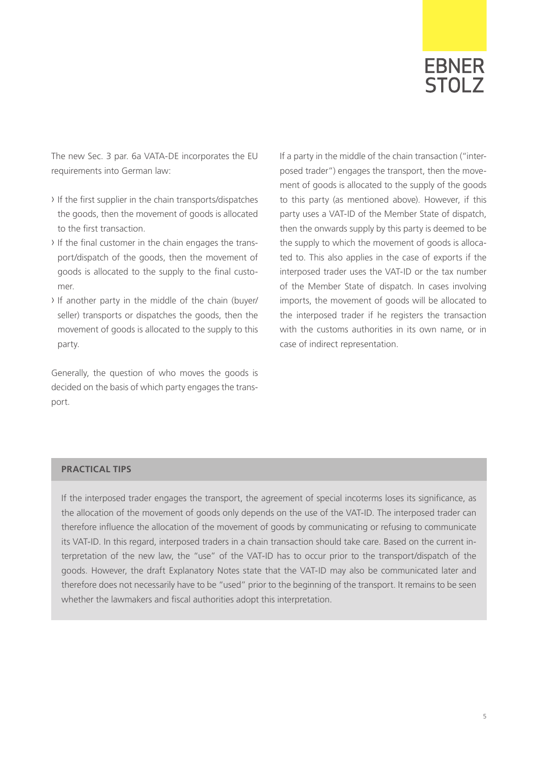The new Sec. 3 par. 6a VATA-DE incorporates the EU requirements into German law:

- If the first supplier in the chain transports/dispatches the goods, then the movement of goods is allocated to the first transaction.
- If the final customer in the chain engages the transport/dispatch of the goods, then the movement of goods is allocated to the supply to the final customer.
- If another party in the middle of the chain (buyer/seller) transports or dispatches the goods, then the movement of goods is allocated to the supply to this party.

Generally, the question of who moves the goods is decided on the basis of which party engages the transport.

If a party in the middle of the chain transaction ("interposed trader") engages the transport, then the movement of goods is allocated to the supply of the goods to this party (as mentioned above). However, if this party uses a VAT-ID of the Member State of dispatch, then the onwards supply by this party is deemed to be the supply to which the movement of goods is allocated to. This also applies in the case of exports if the interposed trader uses the VAT-ID or the tax number of the Member State of dispatch. In cases involving imports, the movement of goods will be allocated to the interposed trader if he registers the transaction with the customs authorities in its own name, or in case of indirect representation.

**PRACTICAL TIPS**

If the interposed trader engages the transport, the agreement of special incoterms loses its significance, as the allocation of the movement of goods only depends on the use of the VAT-ID. The interposed trader can therefore influence the allocation of the movement of goods by communicating or refusing to communicate its VAT-ID. In this regard, interposed traders in a chain transaction should take care. Based on the current interpretation of the new law, the "use" of the VAT-ID has to occur prior to the transport/dispatch of the goods. However, the draft Explanatory Notes state that the VAT-ID may also be communicated later and therefore does not necessarily have to be "used" prior to the beginning of the transport. It remains to be seen whether the lawmakers and fiscal authorities adopt this interpretation.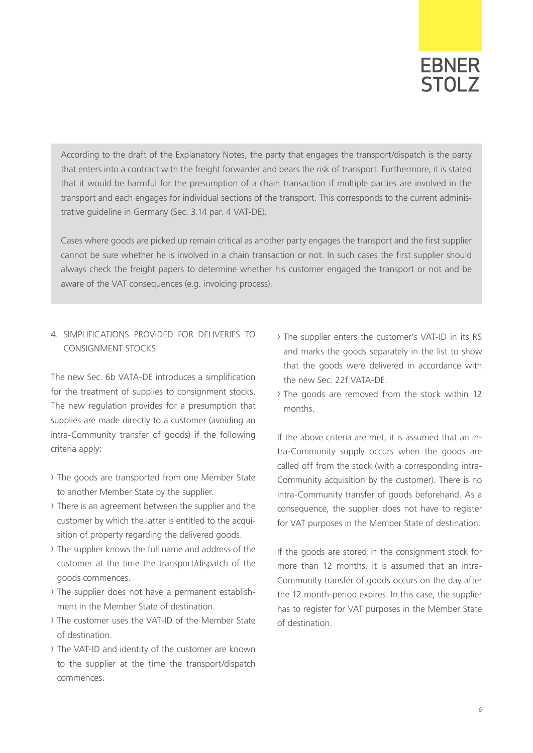According to the draft of the Explanatory Notes, the party that engages the transport/dispatch is the party that enters into a contract with the freight forwarder and bears the risk of transport. Furthermore, it is stated that it would be harmful for the presumption of a chain transaction if multiple parties are involved in the transport and each engages for individual sections of the transport. This corresponds to the current administrative guideline in Germany (Sec. 3.14 par. 4 VAT-DE).

Cases where goods are picked up remain critical as another party engages the transport and the first supplier cannot be sure whether he is involved in a chain transaction or not. In such cases the first supplier should always check the freight papers to determine whether his customer engaged the transport or not and be aware of the VAT consequences (e.g. invoicing process).

## 4. SIMPLIFICATIONS PROVIDED FOR DELIVERIES TO CONSIGNMENT STOCKS

The new Sec. 6b VATA-DE introduces a simplification for the treatment of supplies to consignment stocks. The new regulation provides for a presumption that supplies are made directly to a customer (avoiding an intra-Community transfer of goods) if the following criteria apply:

- The goods are transported from one Member State to another Member State by the supplier.
- There is an agreement between the supplier and the customer by which the latter is entitled to the acquisition of property regarding the delivered goods.
- The supplier knows the full name and address of the customer at the time the transport/dispatch of the goods commences.
- The supplier does not have a permanent establishment in the Member State of destination.
- The customer uses the VAT-ID of the Member State of destination.
- The VAT-ID and identity of the customer are known to the supplier at the time the transport/dispatch commences.
- The supplier enters the customer's VAT-ID in its RS and marks the goods separately in the list to show that the goods were delivered in accordance with the new Sec. 22f VATA-DE.
- The goods are removed from the stock within 12 months.

If the above criteria are met, it is assumed that an intra-Community supply occurs when the goods are called off from the stock (with a corresponding intra-Community acquisition by the customer). There is no intra-Community transfer of goods beforehand. As a consequence, the supplier does not have to register for VAT purposes in the Member State of destination.

If the goods are stored in the consignment stock for more than 12 months, it is assumed that an intra-Community transfer of goods occurs on the day after the 12 month-period expires. In this case, the supplier has to register for VAT purposes in the Member State of destination.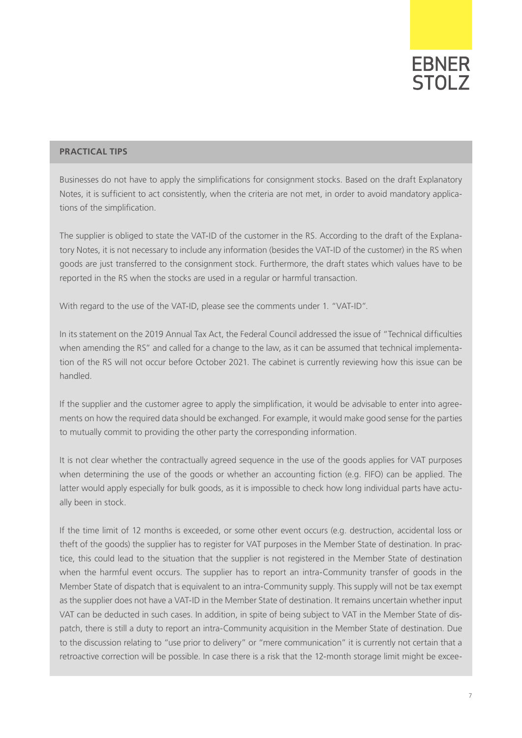**PRACTICAL TIPS**

Businesses do not have to apply the simplifications for consignment stocks. Based on the draft Explanatory Notes, it is sufficient to act consistently, when the criteria are not met, in order to avoid mandatory applications of the simplification.

The supplier is obliged to state the VAT-ID of the customer in the RS. According to the draft of the Explanatory Notes, it is not necessary to include any information (besides the VAT-ID of the customer) in the RS when goods are just transferred to the consignment stock. Furthermore, the draft states which values have to be reported in the RS when the stocks are used in a regular or harmful transaction.

With regard to the use of the VAT-ID, please see the comments under 1. "VAT-ID".

In its statement on the 2019 Annual Tax Act, the Federal Council addressed the issue of "Technical difficulties when amending the RS" and called for a change to the law, as it can be assumed that technical implementation of the RS will not occur before October 2021. The cabinet is currently reviewing how this issue can be handled.

If the supplier and the customer agree to apply the simplification, it would be advisable to enter into agreements on how the required data should be exchanged. For example, it would make good sense for the parties to mutually commit to providing the other party the corresponding information.

It is not clear whether the contractually agreed sequence in the use of the goods applies for VAT purposes when determining the use of the goods or whether an accounting fiction (e.g. FIFO) can be applied. The latter would apply especially for bulk goods, as it is impossible to check how long individual parts have actually been in stock.

If the time limit of 12 months is exceeded, or some other event occurs (e.g. destruction, accidental loss or theft of the goods) the supplier has to register for VAT purposes in the Member State of destination. In practice, this could lead to the situation that the supplier is not registered in the Member State of destination when the harmful event occurs. The supplier has to report an intra-Community transfer of goods in the Member State of dispatch that is equivalent to an intra-Community supply. This supply will not be tax exempt as the supplier does not have a VAT-ID in the Member State of destination. It remains uncertain whether input VAT can be deducted in such cases. In addition, in spite of being subject to VAT in the Member State of dispatch, there is still a duty to report an intra-Community acquisition in the Member State of destination. Due to the discussion relating to "use prior to delivery" or "mere communication" it is currently not certain that a retroactive correction will be possible. In case there is a risk that the 12-month storage limit might be excee-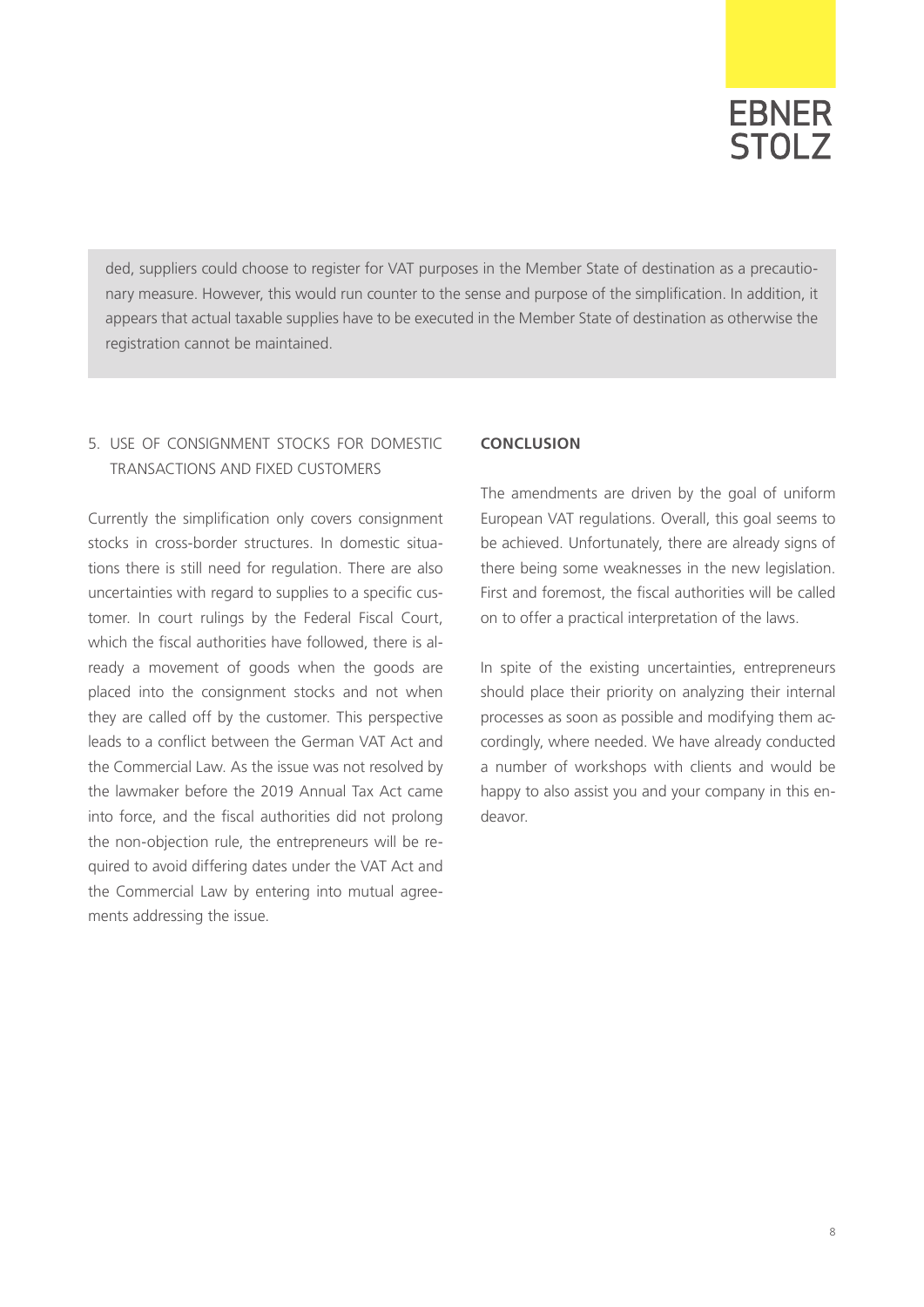ded, suppliers could choose to register for VAT purposes in the Member State of destination as a precautionary measure. However, this would run counter to the sense and purpose of the simplification. In addition, it appears that actual taxable supplies have to be executed in the Member State of destination as otherwise the registration cannot be maintained.

### 5. USE OF CONSIGNMENT STOCKS FOR DOMESTIC TRANSACTIONS AND FIXED CUSTOMERS

Currently the simplification only covers consignment stocks in cross-border structures. In domestic situations there is still need for regulation. There are also uncertainties with regard to supplies to a specific customer. In court rulings by the Federal Fiscal Court, which the fiscal authorities have followed, there is already a movement of goods when the goods are placed into the consignment stocks and not when they are called off by the customer. This perspective leads to a conflict between the German VAT Act and the Commercial Law. As the issue was not resolved by the lawmaker before the 2019 Annual Tax Act came into force, and the fiscal authorities did not prolong the non-objection rule, the entrepreneurs will be required to avoid differing dates under the VAT Act and the Commercial Law by entering into mutual agreements addressing the issue.

## CONCLUSION

The amendments are driven by the goal of uniform European VAT regulations. Overall, this goal seems to be achieved. Unfortunately, there are already signs of there being some weaknesses in the new legislation. First and foremost, the fiscal authorities will be called on to offer a practical interpretation of the laws.

In spite of the existing uncertainties, entrepreneurs should place their priority on analyzing their internal processes as soon as possible and modifying them accordingly, where needed. We have already conducted a number of workshops with clients and would be happy to also assist you and your company in this endeavor.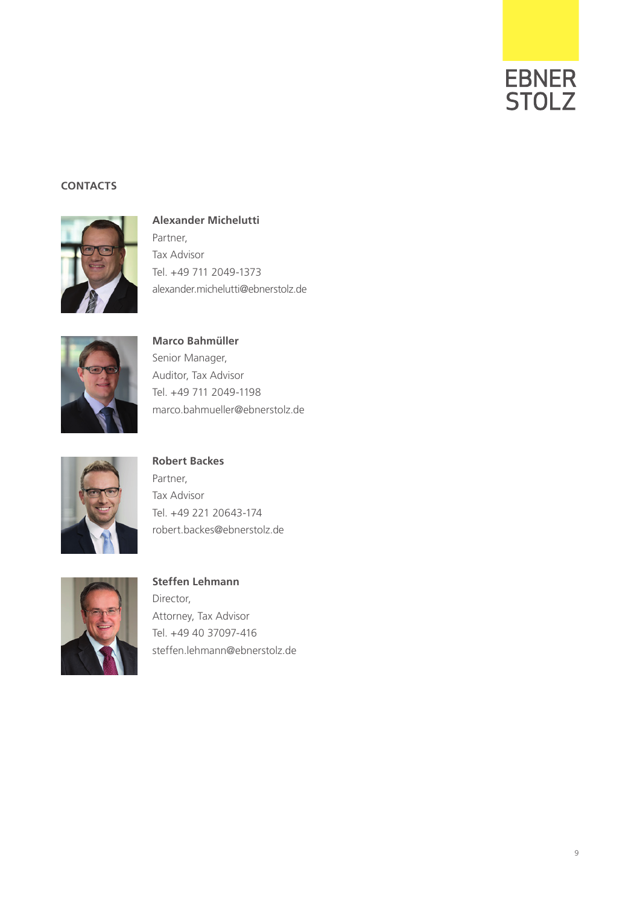EBNER STOLZ

## CONTACTS

**Alexander Michelutti**
Partner,
Tax Advisor
Tel. +49 711 2049-1373
alexander.michelutti@ebnerstolz.de

**Marco Bahmüller**
Senior Manager,
Auditor, Tax Advisor
Tel. +49 711 2049-1198
marco.bahmueller@ebnerstolz.de

**Robert Backes**
Partner,
Tax Advisor
Tel. +49 221 20643-174
robert.backes@ebnerstolz.de

**Steffen Lehmann**
Director,
Attorney, Tax Advisor
Tel. +49 40 37097-416
steffen.lehmann@ebnerstolz.de